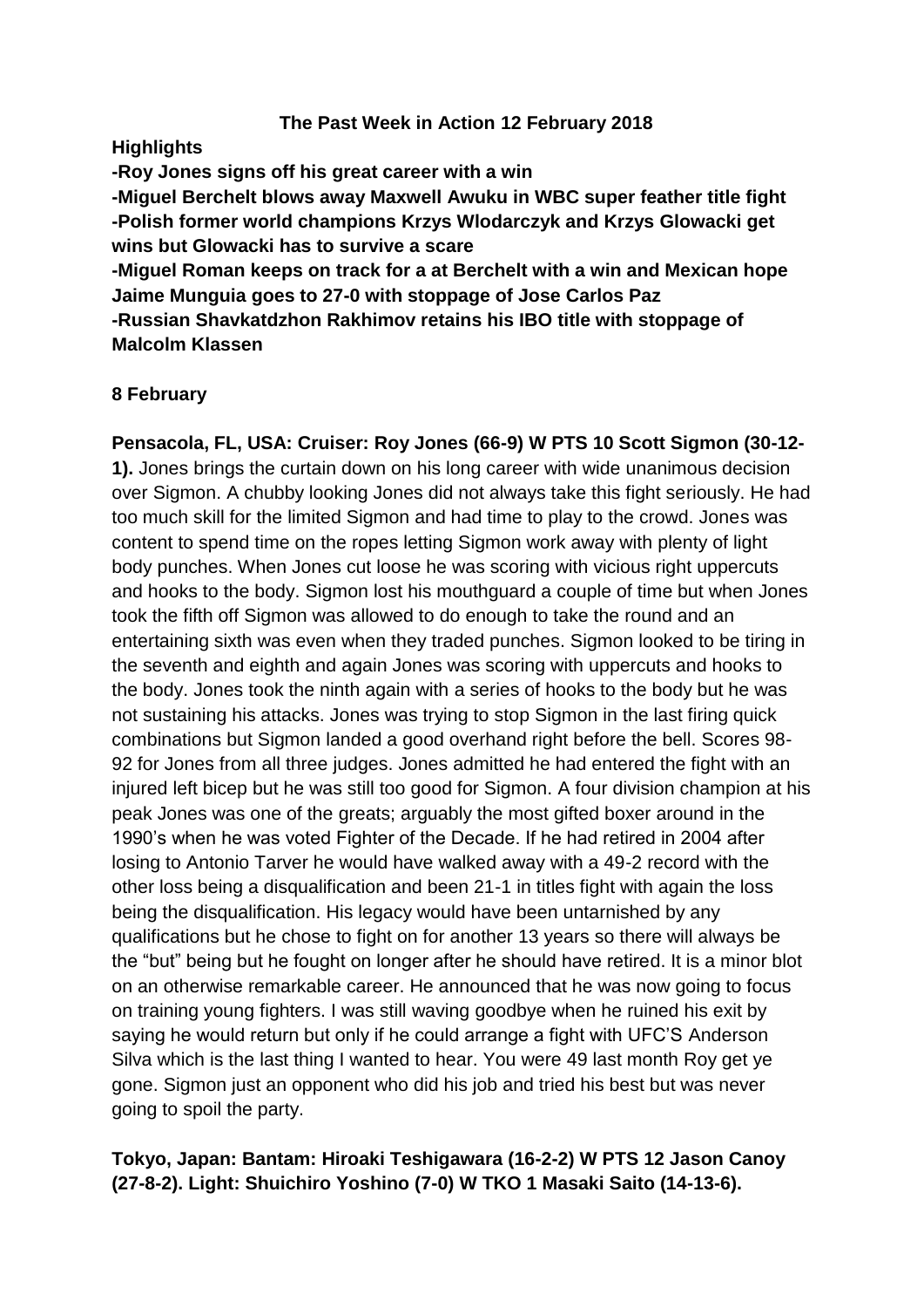# The Past Week in Action 12 February 2018

**Highlights**

**-Roy Jones signs off his great career with a win**

**-Miguel Berchelt blows away Maxwell Awuku in WBC super feather title fight**

**-Polish former world champions Krzys Wlodarczyk and Krzys Glowacki get wins but Glowacki has to survive a scare**

**-Miguel Roman keeps on track for a at Berchelt with a win and Mexican hope Jaime Munguia goes to 27-0 with stoppage of Jose Carlos Paz**

**-Russian Shavkatdzhon Rakhimov retains his IBO title with stoppage of Malcolm Klassen**

## 8 February

**Pensacola, FL, USA: Cruiser: Roy Jones (66-9) W PTS 10 Scott Sigmon (30-12-1).** Jones brings the curtain down on his long career with wide unanimous decision over Sigmon. A chubby looking Jones did not always take this fight seriously. He had too much skill for the limited Sigmon and had time to play to the crowd. Jones was content to spend time on the ropes letting Sigmon work away with plenty of light body punches. When Jones cut loose he was scoring with vicious right uppercuts and hooks to the body. Sigmon lost his mouthguard a couple of time but when Jones took the fifth off Sigmon was allowed to do enough to take the round and an entertaining sixth was even when they traded punches. Sigmon looked to be tiring in the seventh and eighth and again Jones was scoring with uppercuts and hooks to the body. Jones took the ninth again with a series of hooks to the body but he was not sustaining his attacks. Jones was trying to stop Sigmon in the last firing quick combinations but Sigmon landed a good overhand right before the bell. Scores 98-92 for Jones from all three judges. Jones admitted he had entered the fight with an injured left bicep but he was still too good for Sigmon. A four division champion at his peak Jones was one of the greats; arguably the most gifted boxer around in the 1990's when he was voted Fighter of the Decade. If he had retired in 2004 after losing to Antonio Tarver he would have walked away with a 49-2 record with the other loss being a disqualification and been 21-1 in titles fight with again the loss being the disqualification. His legacy would have been untarnished by any qualifications but he chose to fight on for another 13 years so there will always be the "but" being but he fought on longer after he should have retired. It is a minor blot on an otherwise remarkable career. He announced that he was now going to focus on training young fighters. I was still waving goodbye when he ruined his exit by saying he would return but only if he could arrange a fight with UFC'S Anderson Silva which is the last thing I wanted to hear. You were 49 last month Roy get ye gone. Sigmon just an opponent who did his job and tried his best but was never going to spoil the party.

**Tokyo, Japan: Bantam: Hiroaki Teshigawara (16-2-2) W PTS 12 Jason Canoy (27-8-2). Light: Shuichiro Yoshino (7-0) W TKO 1 Masaki Saito (14-13-6).**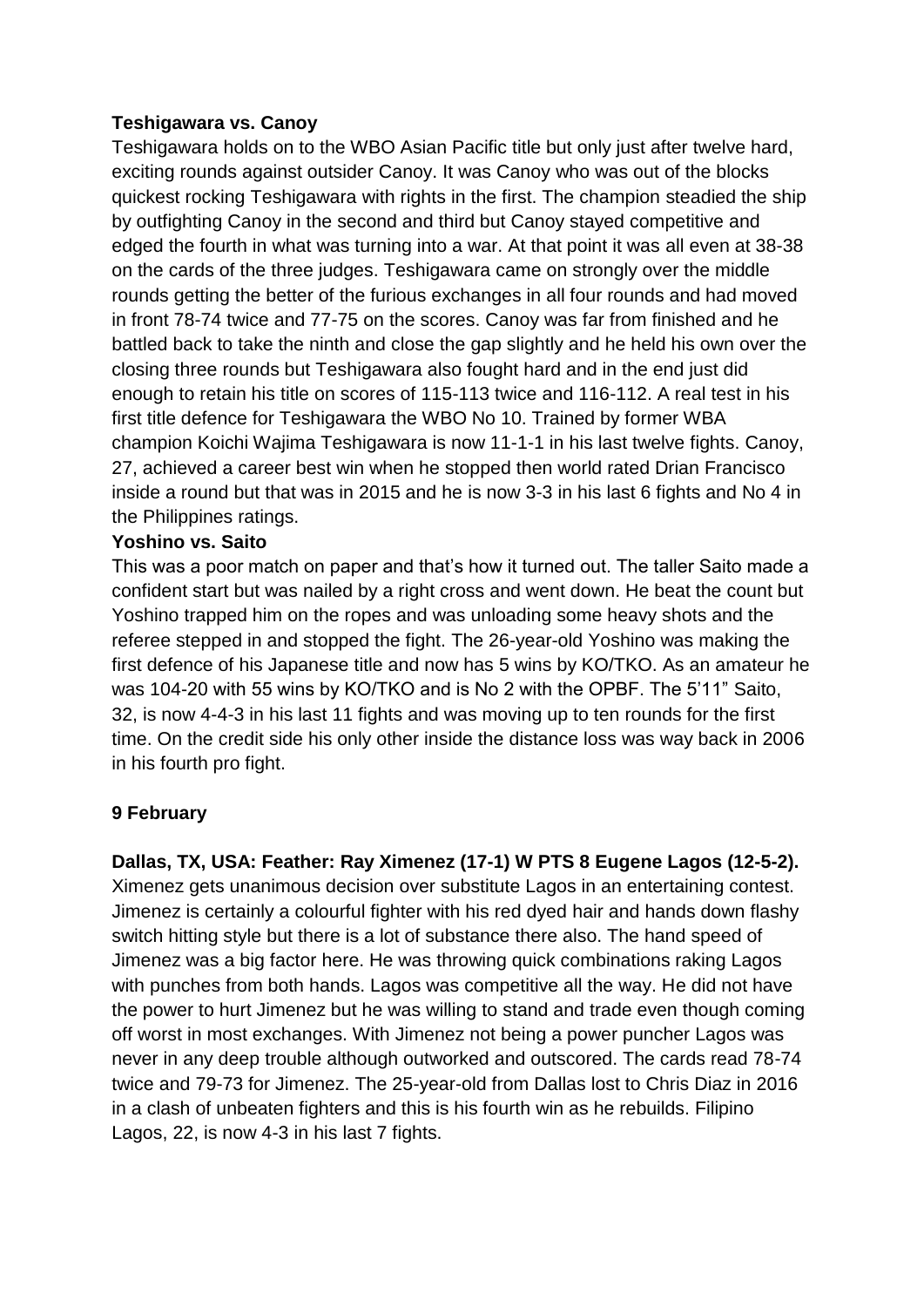**Teshigawara vs. Canoy**

Teshigawara holds on to the WBO Asian Pacific title but only just after twelve hard, exciting rounds against outsider Canoy. It was Canoy who was out of the blocks quickest rocking Teshigawara with rights in the first. The champion steadied the ship by outfighting Canoy in the second and third but Canoy stayed competitive and edged the fourth in what was turning into a war. At that point it was all even at 38-38 on the cards of the three judges. Teshigawara came on strongly over the middle rounds getting the better of the furious exchanges in all four rounds and had moved in front 78-74 twice and 77-75 on the scores. Canoy was far from finished and he battled back to take the ninth and close the gap slightly and he held his own over the closing three rounds but Teshigawara also fought hard and in the end just did enough to retain his title on scores of 115-113 twice and 116-112. A real test in his first title defence for Teshigawara the WBO No 10. Trained by former WBA champion Koichi Wajima Teshigawara is now 11-1-1 in his last twelve fights. Canoy, 27, achieved a career best win when he stopped then world rated Drian Francisco inside a round but that was in 2015 and he is now 3-3 in his last 6 fights and No 4 in the Philippines ratings.

**Yoshino vs. Saito**

This was a poor match on paper and that's how it turned out. The taller Saito made a confident start but was nailed by a right cross and went down. He beat the count but Yoshino trapped him on the ropes and was unloading some heavy shots and the referee stepped in and stopped the fight. The 26-year-old Yoshino was making the first defence of his Japanese title and now has 5 wins by KO/TKO. As an amateur he was 104-20 with 55 wins by KO/TKO and is No 2 with the OPBF. The 5'11" Saito, 32, is now 4-4-3 in his last 11 fights and was moving up to ten rounds for the first time. On the credit side his only other inside the distance loss was way back in 2006 in his fourth pro fight.

**9 February**

**Dallas, TX, USA: Feather: Ray Ximenez (17-1) W PTS 8 Eugene Lagos (12-5-2).**

Ximenez gets unanimous decision over substitute Lagos in an entertaining contest. Jimenez is certainly a colourful fighter with his red dyed hair and hands down flashy switch hitting style but there is a lot of substance there also. The hand speed of Jimenez was a big factor here. He was throwing quick combinations raking Lagos with punches from both hands. Lagos was competitive all the way. He did not have the power to hurt Jimenez but he was willing to stand and trade even though coming off worst in most exchanges. With Jimenez not being a power puncher Lagos was never in any deep trouble although outworked and outscored. The cards read 78-74 twice and 79-73 for Jimenez. The 25-year-old from Dallas lost to Chris Diaz in 2016 in a clash of unbeaten fighters and this is his fourth win as he rebuilds. Filipino Lagos, 22, is now 4-3 in his last 7 fights.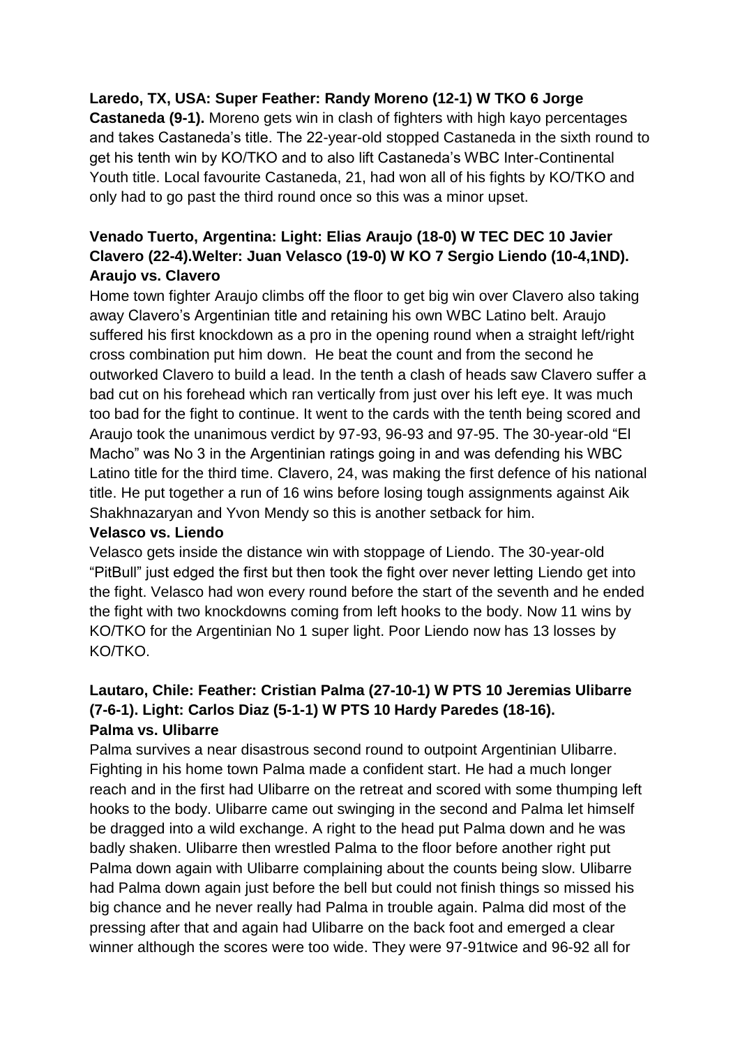**Laredo, TX, USA: Super Feather: Randy Moreno (12-1) W TKO 6 Jorge Castaneda (9-1).** Moreno gets win in clash of fighters with high kayo percentages and takes Castaneda's title. The 22-year-old stopped Castaneda in the sixth round to get his tenth win by KO/TKO and to also lift Castaneda's WBC Inter-Continental Youth title. Local favourite Castaneda, 21, had won all of his fights by KO/TKO and only had to go past the third round once so this was a minor upset.

**Venado Tuerto, Argentina: Light: Elias Araujo (18-0) W TEC DEC 10 Javier Clavero (22-4).Welter: Juan Velasco (19-0) W KO 7 Sergio Liendo (10-4,1ND).**

**Araujo vs. Clavero**

Home town fighter Araujo climbs off the floor to get big win over Clavero also taking away Clavero's Argentinian title and retaining his own WBC Latino belt. Araujo suffered his first knockdown as a pro in the opening round when a straight left/right cross combination put him down. He beat the count and from the second he outworked Clavero to build a lead. In the tenth a clash of heads saw Clavero suffer a bad cut on his forehead which ran vertically from just over his left eye. It was much too bad for the fight to continue. It went to the cards with the tenth being scored and Araujo took the unanimous verdict by 97-93, 96-93 and 97-95. The 30-year-old "El Macho" was No 3 in the Argentinian ratings going in and was defending his WBC Latino title for the third time. Clavero, 24, was making the first defence of his national title. He put together a run of 16 wins before losing tough assignments against Aik Shakhnazaryan and Yvon Mendy so this is another setback for him.

**Velasco vs. Liendo**

Velasco gets inside the distance win with stoppage of Liendo. The 30-year-old "PitBull" just edged the first but then took the fight over never letting Liendo get into the fight. Velasco had won every round before the start of the seventh and he ended the fight with two knockdowns coming from left hooks to the body. Now 11 wins by KO/TKO for the Argentinian No 1 super light. Poor Liendo now has 13 losses by KO/TKO.

**Lautaro, Chile: Feather: Cristian Palma (27-10-1) W PTS 10 Jeremias Ulibarre (7-6-1). Light: Carlos Diaz (5-1-1) W PTS 10 Hardy Paredes (18-16).**

**Palma vs. Ulibarre**

Palma survives a near disastrous second round to outpoint Argentinian Ulibarre. Fighting in his home town Palma made a confident start. He had a much longer reach and in the first had Ulibarre on the retreat and scored with some thumping left hooks to the body. Ulibarre came out swinging in the second and Palma let himself be dragged into a wild exchange. A right to the head put Palma down and he was badly shaken. Ulibarre then wrestled Palma to the floor before another right put Palma down again with Ulibarre complaining about the counts being slow. Ulibarre had Palma down again just before the bell but could not finish things so missed his big chance and he never really had Palma in trouble again. Palma did most of the pressing after that and again had Ulibarre on the back foot and emerged a clear winner although the scores were too wide. They were 97-91twice and 96-92 all for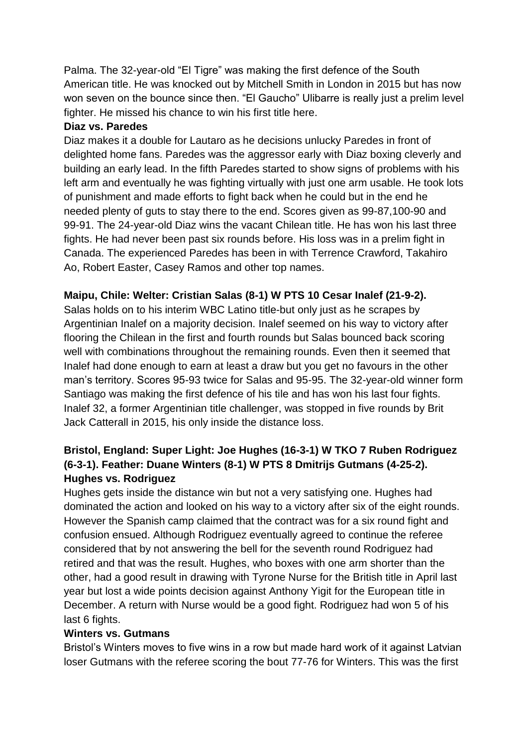Palma. The 32-year-old "El Tigre" was making the first defence of the South American title. He was knocked out by Mitchell Smith in London in 2015 but has now won seven on the bounce since then. "El Gaucho" Ulibarre is really just a prelim level fighter. He missed his chance to win his first title here.

**Diaz vs. Paredes**

Diaz makes it a double for Lautaro as he decisions unlucky Paredes in front of delighted home fans. Paredes was the aggressor early with Diaz boxing cleverly and building an early lead. In the fifth Paredes started to show signs of problems with his left arm and eventually he was fighting virtually with just one arm usable. He took lots of punishment and made efforts to fight back when he could but in the end he needed plenty of guts to stay there to the end. Scores given as 99-87,100-90 and 99-91. The 24-year-old Diaz wins the vacant Chilean title. He has won his last three fights. He had never been past six rounds before. His loss was in a prelim fight in Canada. The experienced Paredes has been in with Terrence Crawford, Takahiro Ao, Robert Easter, Casey Ramos and other top names.

**Maipu, Chile: Welter: Cristian Salas (8-1) W PTS 10 Cesar Inalef (21-9-2).**

Salas holds on to his interim WBC Latino title-but only just as he scrapes by Argentinian Inalef on a majority decision. Inalef seemed on his way to victory after flooring the Chilean in the first and fourth rounds but Salas bounced back scoring well with combinations throughout the remaining rounds. Even then it seemed that Inalef had done enough to earn at least a draw but you get no favours in the other man's territory. Scores 95-93 twice for Salas and 95-95. The 32-year-old winner form Santiago was making the first defence of his tile and has won his last four fights. Inalef 32, a former Argentinian title challenger, was stopped in five rounds by Brit Jack Catterall in 2015, his only inside the distance loss.

**Bristol, England: Super Light: Joe Hughes (16-3-1) W TKO 7 Ruben Rodriguez (6-3-1). Feather: Duane Winters (8-1) W PTS 8 Dmitrijs Gutmans (4-25-2).**

**Hughes vs. Rodriguez**

Hughes gets inside the distance win but not a very satisfying one. Hughes had dominated the action and looked on his way to a victory after six of the eight rounds. However the Spanish camp claimed that the contract was for a six round fight and confusion ensued. Although Rodriguez eventually agreed to continue the referee considered that by not answering the bell for the seventh round Rodriguez had retired and that was the result. Hughes, who boxes with one arm shorter than the other, had a good result in drawing with Tyrone Nurse for the British title in April last year but lost a wide points decision against Anthony Yigit for the European title in December. A return with Nurse would be a good fight. Rodriguez had won 5 of his last 6 fights.

**Winters vs. Gutmans**

Bristol's Winters moves to five wins in a row but made hard work of it against Latvian loser Gutmans with the referee scoring the bout 77-76 for Winters. This was the first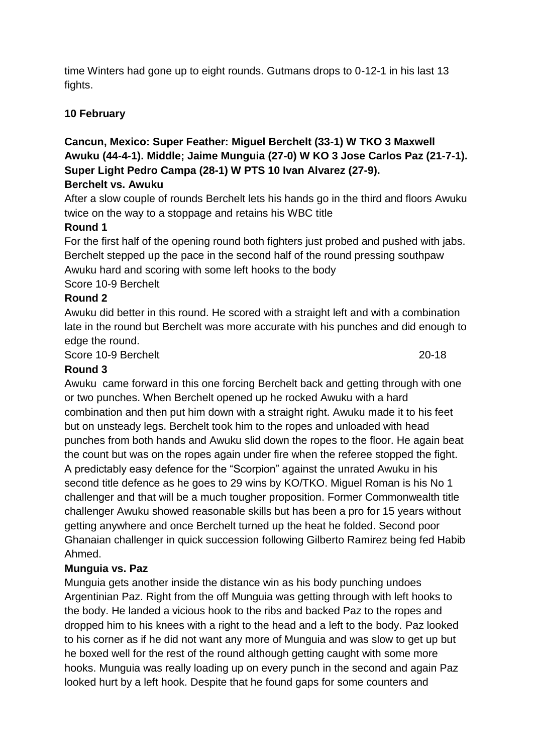time Winters had gone up to eight rounds. Gutmans drops to 0-12-1 in his last 13 fights.

**10 February**

**Cancun, Mexico: Super Feather: Miguel Berchelt (33-1) W TKO 3 Maxwell Awuku (44-4-1). Middle; Jaime Munguia (27-0) W KO 3 Jose Carlos Paz (21-7-1). Super Light Pedro Campa (28-1) W PTS 10 Ivan Alvarez (27-9).**

**Berchelt vs. Awuku**

After a slow couple of rounds Berchelt lets his hands go in the third and floors Awuku twice on the way to a stoppage and retains his WBC title

**Round 1**

For the first half of the opening round both fighters just probed and pushed with jabs. Berchelt stepped up the pace in the second half of the round pressing southpaw Awuku hard and scoring with some left hooks to the body

Score 10-9 Berchelt

**Round 2**

Awuku did better in this round. He scored with a straight left and with a combination late in the round but Berchelt was more accurate with his punches and did enough to edge the round.

Score 10-9 Berchelt 20-18

**Round 3**

Awuku came forward in this one forcing Berchelt back and getting through with one or two punches. When Berchelt opened up he rocked Awuku with a hard combination and then put him down with a straight right. Awuku made it to his feet but on unsteady legs. Berchelt took him to the ropes and unloaded with head punches from both hands and Awuku slid down the ropes to the floor. He again beat the count but was on the ropes again under fire when the referee stopped the fight. A predictably easy defence for the "Scorpion" against the unrated Awuku in his second title defence as he goes to 29 wins by KO/TKO. Miguel Roman is his No 1 challenger and that will be a much tougher proposition. Former Commonwealth title challenger Awuku showed reasonable skills but has been a pro for 15 years without getting anywhere and once Berchelt turned up the heat he folded. Second poor Ghanaian challenger in quick succession following Gilberto Ramirez being fed Habib Ahmed.

**Munguia vs. Paz**

Munguia gets another inside the distance win as his body punching undoes Argentinian Paz. Right from the off Munguia was getting through with left hooks to the body. He landed a vicious hook to the ribs and backed Paz to the ropes and dropped him to his knees with a right to the head and a left to the body. Paz looked to his corner as if he did not want any more of Munguia and was slow to get up but he boxed well for the rest of the round although getting caught with some more hooks. Munguia was really loading up on every punch in the second and again Paz looked hurt by a left hook. Despite that he found gaps for some counters and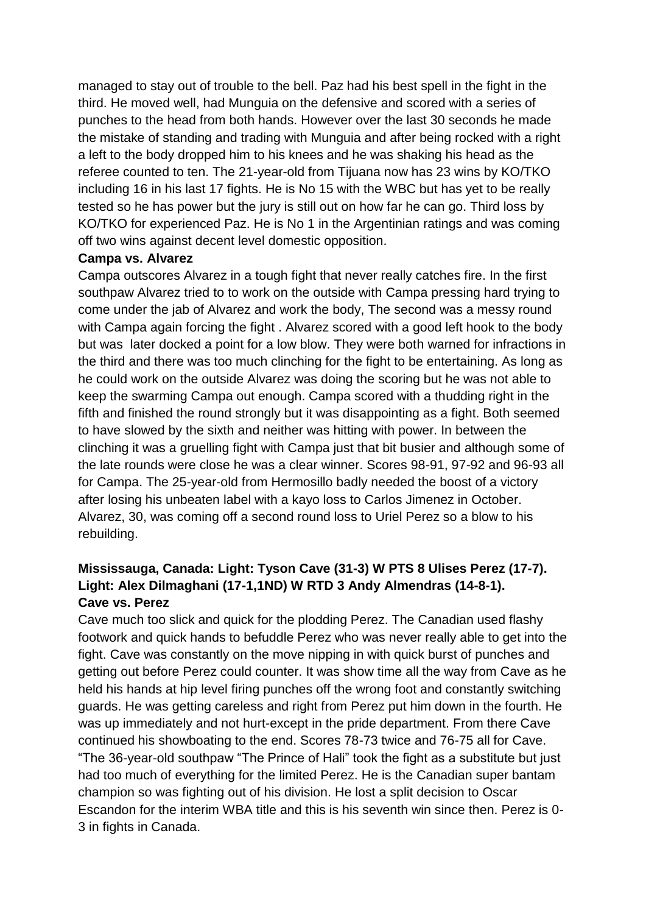managed to stay out of trouble to the bell. Paz had his best spell in the fight in the third. He moved well, had Munguia on the defensive and scored with a series of punches to the head from both hands. However over the last 30 seconds he made the mistake of standing and trading with Munguia and after being rocked with a right a left to the body dropped him to his knees and he was shaking his head as the referee counted to ten. The 21-year-old from Tijuana now has 23 wins by KO/TKO including 16 in his last 17 fights. He is No 15 with the WBC but has yet to be really tested so he has power but the jury is still out on how far he can go. Third loss by KO/TKO for experienced Paz. He is No 1 in the Argentinian ratings and was coming off two wins against decent level domestic opposition.

**Campa vs. Alvarez**

Campa outscores Alvarez in a tough fight that never really catches fire. In the first southpaw Alvarez tried to to work on the outside with Campa pressing hard trying to come under the jab of Alvarez and work the body, The second was a messy round with Campa again forcing the fight . Alvarez scored with a good left hook to the body but was later docked a point for a low blow. They were both warned for infractions in the third and there was too much clinching for the fight to be entertaining. As long as he could work on the outside Alvarez was doing the scoring but he was not able to keep the swarming Campa out enough. Campa scored with a thudding right in the fifth and finished the round strongly but it was disappointing as a fight. Both seemed to have slowed by the sixth and neither was hitting with power. In between the clinching it was a gruelling fight with Campa just that bit busier and although some of the late rounds were close he was a clear winner. Scores 98-91, 97-92 and 96-93 all for Campa. The 25-year-old from Hermosillo badly needed the boost of a victory after losing his unbeaten label with a kayo loss to Carlos Jimenez in October. Alvarez, 30, was coming off a second round loss to Uriel Perez so a blow to his rebuilding.

**Mississauga, Canada: Light: Tyson Cave (31-3) W PTS 8 Ulises Perez (17-7). Light: Alex Dilmaghani (17-1,1ND) W RTD 3 Andy Almendras (14-8-1).**

**Cave vs. Perez**

Cave much too slick and quick for the plodding Perez. The Canadian used flashy footwork and quick hands to befuddle Perez who was never really able to get into the fight. Cave was constantly on the move nipping in with quick burst of punches and getting out before Perez could counter. It was show time all the way from Cave as he held his hands at hip level firing punches off the wrong foot and constantly switching guards. He was getting careless and right from Perez put him down in the fourth. He was up immediately and not hurt-except in the pride department. From there Cave continued his showboating to the end. Scores 78-73 twice and 76-75 all for Cave. "The 36-year-old southpaw "The Prince of Hali" took the fight as a substitute but just had too much of everything for the limited Perez. He is the Canadian super bantam champion so was fighting out of his division. He lost a split decision to Oscar Escandon for the interim WBA title and this is his seventh win since then. Perez is 0-3 in fights in Canada.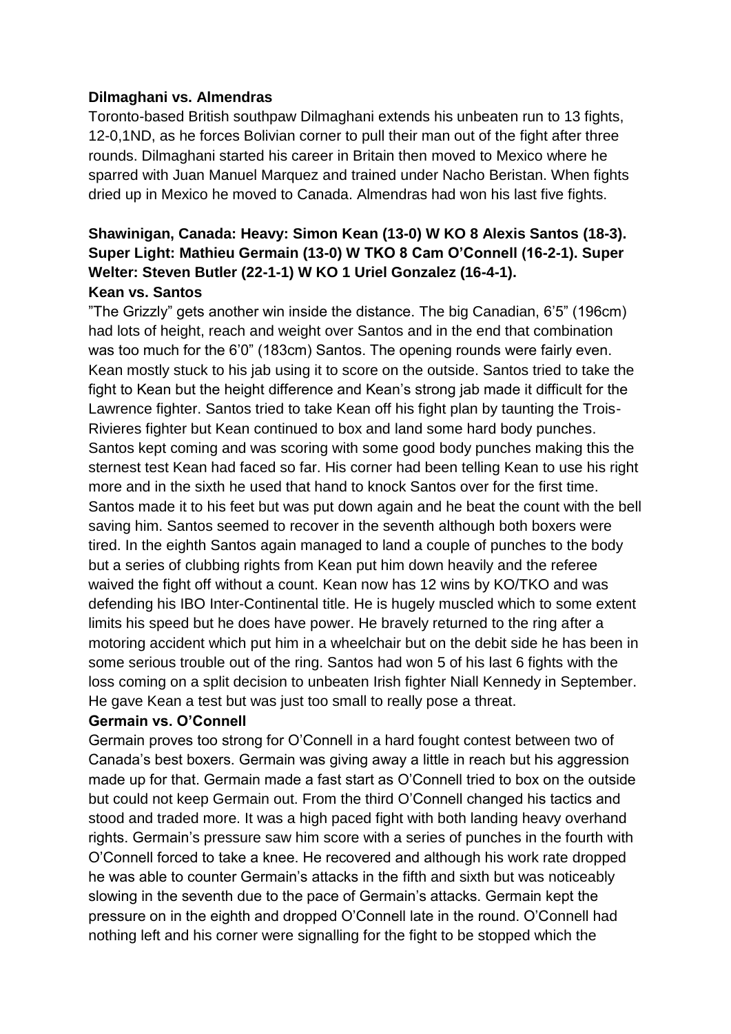**Dilmaghani vs. Almendras**

Toronto-based British southpaw Dilmaghani extends his unbeaten run to 13 fights, 12-0,1ND, as he forces Bolivian corner to pull their man out of the fight after three rounds. Dilmaghani started his career in Britain then moved to Mexico where he sparred with Juan Manuel Marquez and trained under Nacho Beristan. When fights dried up in Mexico he moved to Canada. Almendras had won his last five fights.

**Shawinigan, Canada: Heavy: Simon Kean (13-0) W KO 8 Alexis Santos (18-3). Super Light: Mathieu Germain (13-0) W TKO 8 Cam O'Connell (16-2-1). Super Welter: Steven Butler (22-1-1) W KO 1 Uriel Gonzalez (16-4-1).**

**Kean vs. Santos**

"The Grizzly" gets another win inside the distance. The big Canadian, 6'5" (196cm) had lots of height, reach and weight over Santos and in the end that combination was too much for the 6'0" (183cm) Santos. The opening rounds were fairly even. Kean mostly stuck to his jab using it to score on the outside. Santos tried to take the fight to Kean but the height difference and Kean's strong jab made it difficult for the Lawrence fighter. Santos tried to take Kean off his fight plan by taunting the Trois-Rivieres fighter but Kean continued to box and land some hard body punches. Santos kept coming and was scoring with some good body punches making this the sternest test Kean had faced so far. His corner had been telling Kean to use his right more and in the sixth he used that hand to knock Santos over for the first time. Santos made it to his feet but was put down again and he beat the count with the bell saving him. Santos seemed to recover in the seventh although both boxers were tired. In the eighth Santos again managed to land a couple of punches to the body but a series of clubbing rights from Kean put him down heavily and the referee waived the fight off without a count. Kean now has 12 wins by KO/TKO and was defending his IBO Inter-Continental title. He is hugely muscled which to some extent limits his speed but he does have power. He bravely returned to the ring after a motoring accident which put him in a wheelchair but on the debit side he has been in some serious trouble out of the ring. Santos had won 5 of his last 6 fights with the loss coming on a split decision to unbeaten Irish fighter Niall Kennedy in September. He gave Kean a test but was just too small to really pose a threat.

**Germain vs. O'Connell**

Germain proves too strong for O'Connell in a hard fought contest between two of Canada's best boxers. Germain was giving away a little in reach but his aggression made up for that. Germain made a fast start as O'Connell tried to box on the outside but could not keep Germain out. From the third O'Connell changed his tactics and stood and traded more. It was a high paced fight with both landing heavy overhand rights. Germain's pressure saw him score with a series of punches in the fourth with O'Connell forced to take a knee. He recovered and although his work rate dropped he was able to counter Germain's attacks in the fifth and sixth but was noticeably slowing in the seventh due to the pace of Germain's attacks. Germain kept the pressure on in the eighth and dropped O'Connell late in the round. O'Connell had nothing left and his corner were signalling for the fight to be stopped which the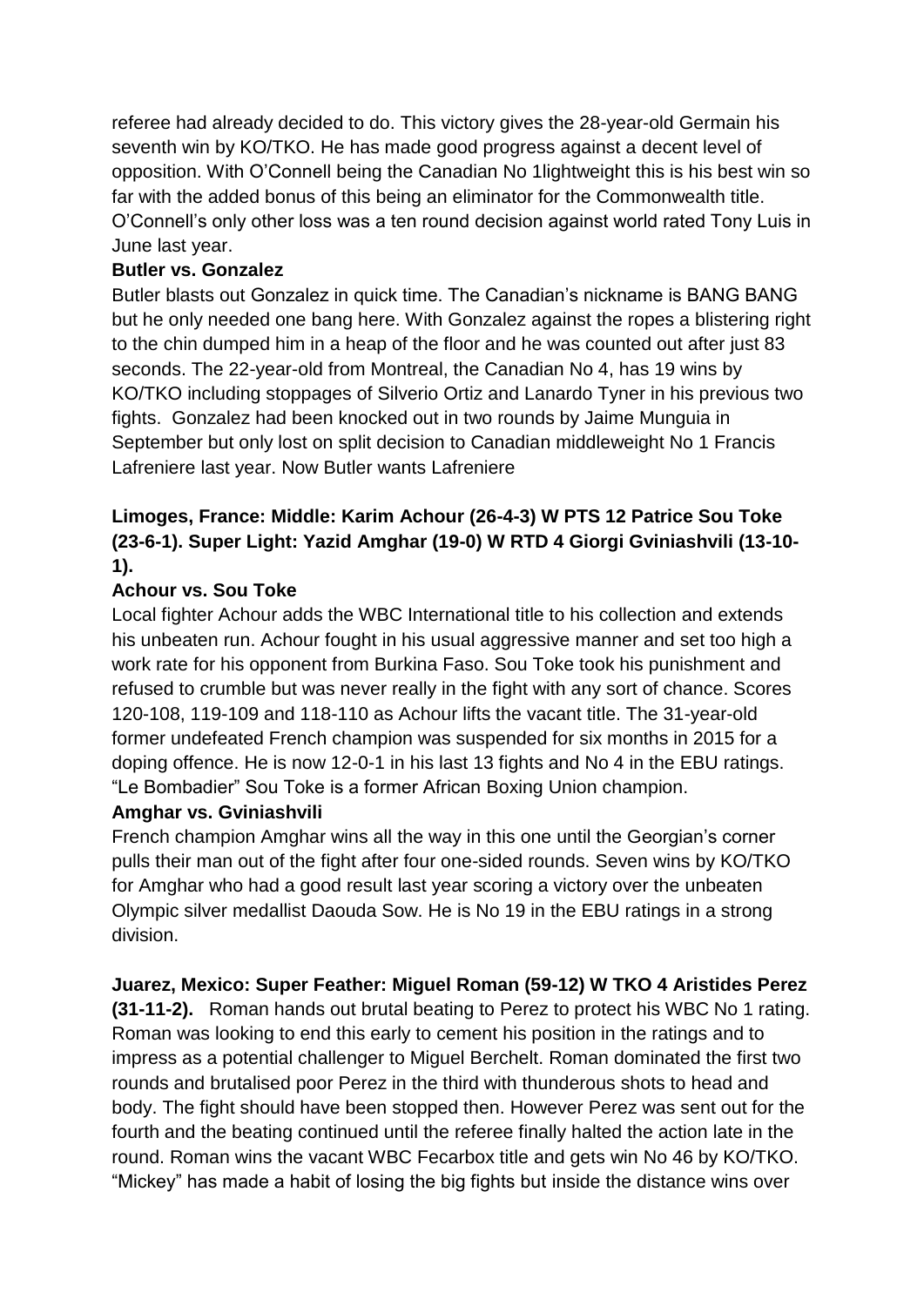referee had already decided to do. This victory gives the 28-year-old Germain his seventh win by KO/TKO. He has made good progress against a decent level of opposition. With O'Connell being the Canadian No 1lightweight this is his best win so far with the added bonus of this being an eliminator for the Commonwealth title. O'Connell's only other loss was a ten round decision against world rated Tony Luis in June last year.

**Butler vs. Gonzalez**

Butler blasts out Gonzalez in quick time. The Canadian's nickname is BANG BANG but he only needed one bang here. With Gonzalez against the ropes a blistering right to the chin dumped him in a heap of the floor and he was counted out after just 83 seconds. The 22-year-old from Montreal, the Canadian No 4, has 19 wins by KO/TKO including stoppages of Silverio Ortiz and Lanardo Tyner in his previous two fights. Gonzalez had been knocked out in two rounds by Jaime Munguia in September but only lost on split decision to Canadian middleweight No 1 Francis Lafreniere last year. Now Butler wants Lafreniere

**Limoges, France: Middle: Karim Achour (26-4-3) W PTS 12 Patrice Sou Toke (23-6-1). Super Light: Yazid Amghar (19-0) W RTD 4 Giorgi Gviniashvili (13-10-1).**

**Achour vs. Sou Toke**

Local fighter Achour adds the WBC International title to his collection and extends his unbeaten run. Achour fought in his usual aggressive manner and set too high a work rate for his opponent from Burkina Faso. Sou Toke took his punishment and refused to crumble but was never really in the fight with any sort of chance. Scores 120-108, 119-109 and 118-110 as Achour lifts the vacant title. The 31-year-old former undefeated French champion was suspended for six months in 2015 for a doping offence. He is now 12-0-1 in his last 13 fights and No 4 in the EBU ratings. "Le Bombadier" Sou Toke is a former African Boxing Union champion.

**Amghar vs. Gviniashvili**

French champion Amghar wins all the way in this one until the Georgian's corner pulls their man out of the fight after four one-sided rounds. Seven wins by KO/TKO for Amghar who had a good result last year scoring a victory over the unbeaten Olympic silver medallist Daouda Sow. He is No 19 in the EBU ratings in a strong division.

**Juarez, Mexico: Super Feather: Miguel Roman (59-12) W TKO 4 Aristides Perez (31-11-2).** Roman hands out brutal beating to Perez to protect his WBC No 1 rating. Roman was looking to end this early to cement his position in the ratings and to impress as a potential challenger to Miguel Berchelt. Roman dominated the first two rounds and brutalised poor Perez in the third with thunderous shots to head and body. The fight should have been stopped then. However Perez was sent out for the fourth and the beating continued until the referee finally halted the action late in the round. Roman wins the vacant WBC Fecarbox title and gets win No 46 by KO/TKO. "Mickey" has made a habit of losing the big fights but inside the distance wins over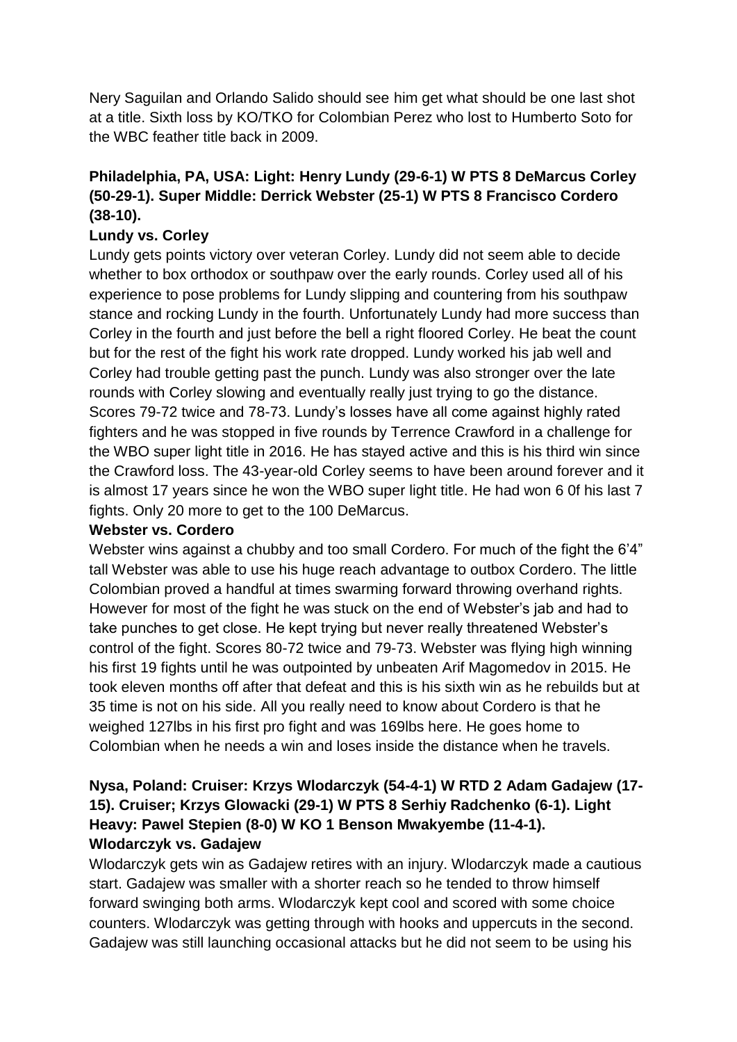Nery Saguilan and Orlando Salido should see him get what should be one last shot at a title. Sixth loss by KO/TKO for Colombian Perez who lost to Humberto Soto for the WBC feather title back in 2009.

**Philadelphia, PA, USA: Light: Henry Lundy (29-6-1) W PTS 8 DeMarcus Corley (50-29-1). Super Middle: Derrick Webster (25-1) W PTS 8 Francisco Cordero (38-10).**

**Lundy vs. Corley**

Lundy gets points victory over veteran Corley. Lundy did not seem able to decide whether to box orthodox or southpaw over the early rounds. Corley used all of his experience to pose problems for Lundy slipping and countering from his southpaw stance and rocking Lundy in the fourth. Unfortunately Lundy had more success than Corley in the fourth and just before the bell a right floored Corley. He beat the count but for the rest of the fight his work rate dropped. Lundy worked his jab well and Corley had trouble getting past the punch. Lundy was also stronger over the late rounds with Corley slowing and eventually really just trying to go the distance. Scores 79-72 twice and 78-73. Lundy's losses have all come against highly rated fighters and he was stopped in five rounds by Terrence Crawford in a challenge for the WBO super light title in 2016. He has stayed active and this is his third win since the Crawford loss. The 43-year-old Corley seems to have been around forever and it is almost 17 years since he won the WBO super light title. He had won 6 0f his last 7 fights. Only 20 more to get to the 100 DeMarcus.

**Webster vs. Cordero**

Webster wins against a chubby and too small Cordero. For much of the fight the 6'4" tall Webster was able to use his huge reach advantage to outbox Cordero. The little Colombian proved a handful at times swarming forward throwing overhand rights. However for most of the fight he was stuck on the end of Webster's jab and had to take punches to get close. He kept trying but never really threatened Webster's control of the fight. Scores 80-72 twice and 79-73. Webster was flying high winning his first 19 fights until he was outpointed by unbeaten Arif Magomedov in 2015. He took eleven months off after that defeat and this is his sixth win as he rebuilds but at 35 time is not on his side. All you really need to know about Cordero is that he weighed 127lbs in his first pro fight and was 169lbs here. He goes home to Colombian when he needs a win and loses inside the distance when he travels.

**Nysa, Poland: Cruiser: Krzys Wlodarczyk (54-4-1) W RTD 2 Adam Gadajew (17-15). Cruiser; Krzys Glowacki (29-1) W PTS 8 Serhiy Radchenko (6-1). Light Heavy: Pawel Stepien (8-0) W KO 1 Benson Mwakyembe (11-4-1).**

**Wlodarczyk vs. Gadajew**

Wlodarczyk gets win as Gadajew retires with an injury. Wlodarczyk made a cautious start. Gadajew was smaller with a shorter reach so he tended to throw himself forward swinging both arms. Wlodarczyk kept cool and scored with some choice counters. Wlodarczyk was getting through with hooks and uppercuts in the second. Gadajew was still launching occasional attacks but he did not seem to be using his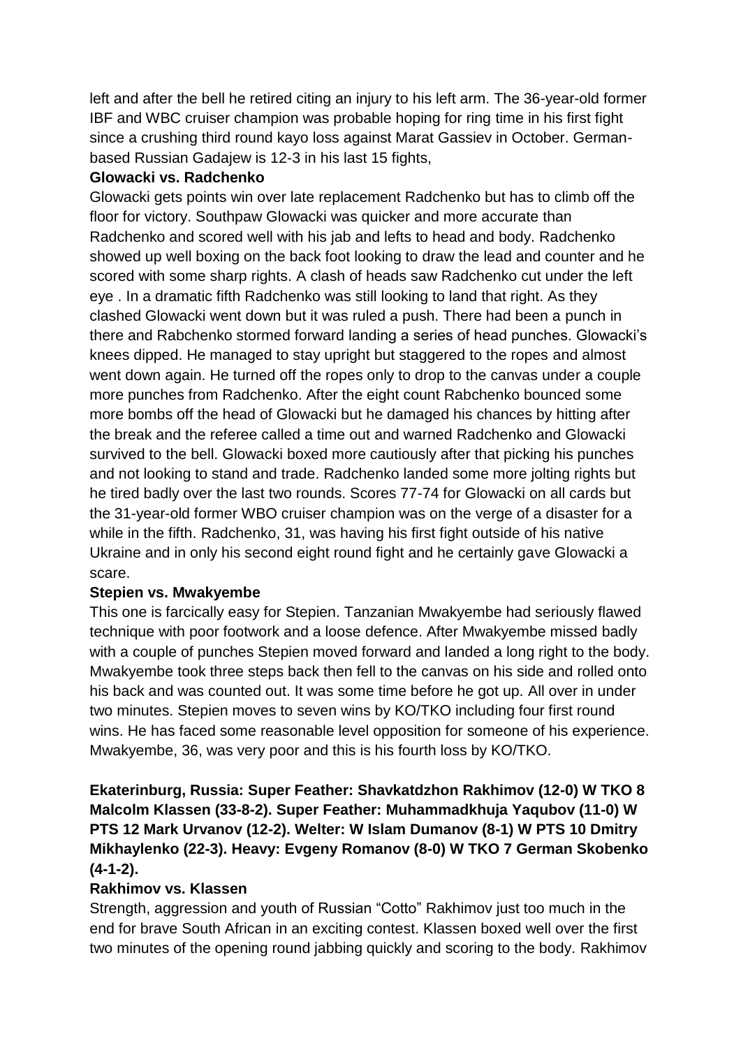left and after the bell he retired citing an injury to his left arm. The 36-year-old former IBF and WBC cruiser champion was probable hoping for ring time in his first fight since a crushing third round kayo loss against Marat Gassiev in October. German-based Russian Gadajew is 12-3 in his last 15 fights,

**Glowacki vs. Radchenko**

Glowacki gets points win over late replacement Radchenko but has to climb off the floor for victory. Southpaw Glowacki was quicker and more accurate than Radchenko and scored well with his jab and lefts to head and body. Radchenko showed up well boxing on the back foot looking to draw the lead and counter and he scored with some sharp rights. A clash of heads saw Radchenko cut under the left eye . In a dramatic fifth Radchenko was still looking to land that right. As they clashed Glowacki went down but it was ruled a push. There had been a punch in there and Rabchenko stormed forward landing a series of head punches. Glowacki's knees dipped. He managed to stay upright but staggered to the ropes and almost went down again. He turned off the ropes only to drop to the canvas under a couple more punches from Radchenko. After the eight count Rabchenko bounced some more bombs off the head of Glowacki but he damaged his chances by hitting after the break and the referee called a time out and warned Radchenko and Glowacki survived to the bell. Glowacki boxed more cautiously after that picking his punches and not looking to stand and trade. Radchenko landed some more jolting rights but he tired badly over the last two rounds. Scores 77-74 for Glowacki on all cards but the 31-year-old former WBO cruiser champion was on the verge of a disaster for a while in the fifth. Radchenko, 31, was having his first fight outside of his native Ukraine and in only his second eight round fight and he certainly gave Glowacki a scare.

**Stepien vs. Mwakyembe**

This one is farcically easy for Stepien. Tanzanian Mwakyembe had seriously flawed technique with poor footwork and a loose defence. After Mwakyembe missed badly with a couple of punches Stepien moved forward and landed a long right to the body. Mwakyembe took three steps back then fell to the canvas on his side and rolled onto his back and was counted out. It was some time before he got up. All over in under two minutes. Stepien moves to seven wins by KO/TKO including four first round wins. He has faced some reasonable level opposition for someone of his experience. Mwakyembe, 36, was very poor and this is his fourth loss by KO/TKO.

**Ekaterinburg, Russia: Super Feather: Shavkatdzhon Rakhimov (12-0) W TKO 8 Malcolm Klassen (33-8-2). Super Feather: Muhammadkhuja Yaqubov (11-0) W PTS 12 Mark Urvanov (12-2). Welter: W Islam Dumanov (8-1) W PTS 10 Dmitry Mikhaylenko (22-3). Heavy: Evgeny Romanov (8-0) W TKO 7 German Skobenko (4-1-2).**

**Rakhimov vs. Klassen**

Strength, aggression and youth of Russian "Cotto" Rakhimov just too much in the end for brave South African in an exciting contest. Klassen boxed well over the first two minutes of the opening round jabbing quickly and scoring to the body. Rakhimov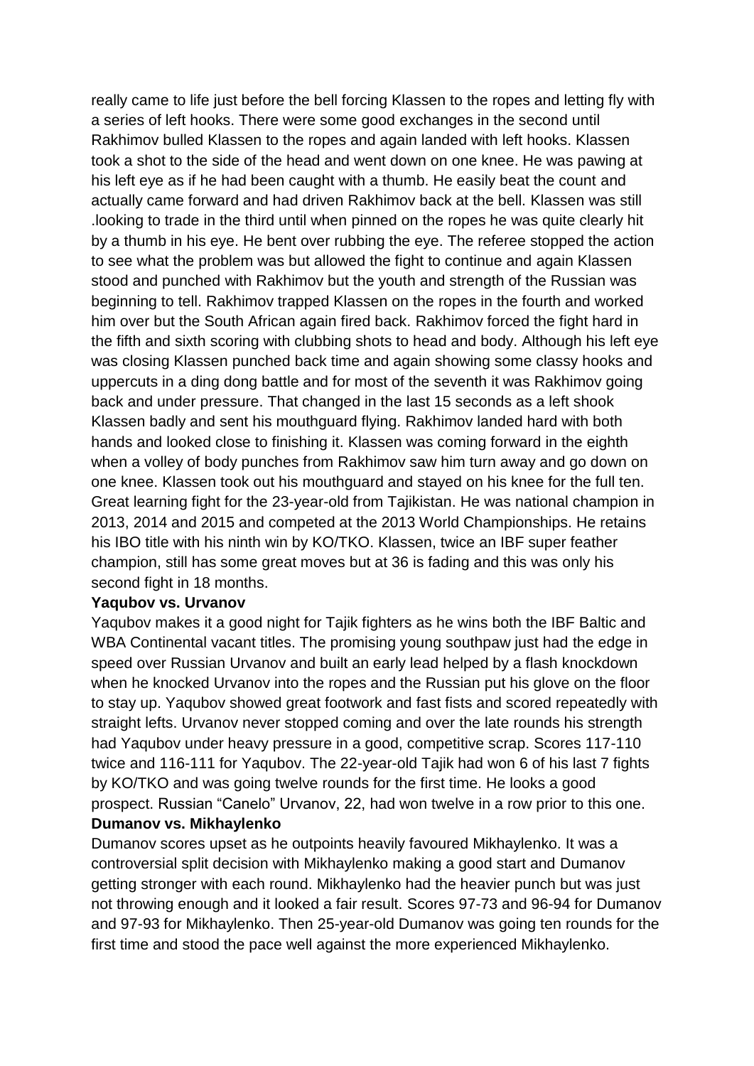really came to life just before the bell forcing Klassen to the ropes and letting fly with a series of left hooks. There were some good exchanges in the second until Rakhimov bulled Klassen to the ropes and again landed with left hooks. Klassen took a shot to the side of the head and went down on one knee. He was pawing at his left eye as if he had been caught with a thumb. He easily beat the count and actually came forward and had driven Rakhimov back at the bell. Klassen was still .looking to trade in the third until when pinned on the ropes he was quite clearly hit by a thumb in his eye. He bent over rubbing the eye. The referee stopped the action to see what the problem was but allowed the fight to continue and again Klassen stood and punched with Rakhimov but the youth and strength of the Russian was beginning to tell. Rakhimov trapped Klassen on the ropes in the fourth and worked him over but the South African again fired back. Rakhimov forced the fight hard in the fifth and sixth scoring with clubbing shots to head and body. Although his left eye was closing Klassen punched back time and again showing some classy hooks and uppercuts in a ding dong battle and for most of the seventh it was Rakhimov going back and under pressure. That changed in the last 15 seconds as a left shook Klassen badly and sent his mouthguard flying. Rakhimov landed hard with both hands and looked close to finishing it. Klassen was coming forward in the eighth when a volley of body punches from Rakhimov saw him turn away and go down on one knee. Klassen took out his mouthguard and stayed on his knee for the full ten. Great learning fight for the 23-year-old from Tajikistan. He was national champion in 2013, 2014 and 2015 and competed at the 2013 World Championships. He retains his IBO title with his ninth win by KO/TKO. Klassen, twice an IBF super feather champion, still has some great moves but at 36 is fading and this was only his second fight in 18 months.

**Yaqubov vs. Urvanov**

Yaqubov makes it a good night for Tajik fighters as he wins both the IBF Baltic and WBA Continental vacant titles. The promising young southpaw just had the edge in speed over Russian Urvanov and built an early lead helped by a flash knockdown when he knocked Urvanov into the ropes and the Russian put his glove on the floor to stay up. Yaqubov showed great footwork and fast fists and scored repeatedly with straight lefts. Urvanov never stopped coming and over the late rounds his strength had Yaqubov under heavy pressure in a good, competitive scrap. Scores 117-110 twice and 116-111 for Yaqubov. The 22-year-old Tajik had won 6 of his last 7 fights by KO/TKO and was going twelve rounds for the first time. He looks a good prospect. Russian "Canelo" Urvanov, 22, had won twelve in a row prior to this one.

**Dumanov vs. Mikhaylenko**

Dumanov scores upset as he outpoints heavily favoured Mikhaylenko. It was a controversial split decision with Mikhaylenko making a good start and Dumanov getting stronger with each round. Mikhaylenko had the heavier punch but was just not throwing enough and it looked a fair result. Scores 97-73 and 96-94 for Dumanov and 97-93 for Mikhaylenko. Then 25-year-old Dumanov was going ten rounds for the first time and stood the pace well against the more experienced Mikhaylenko.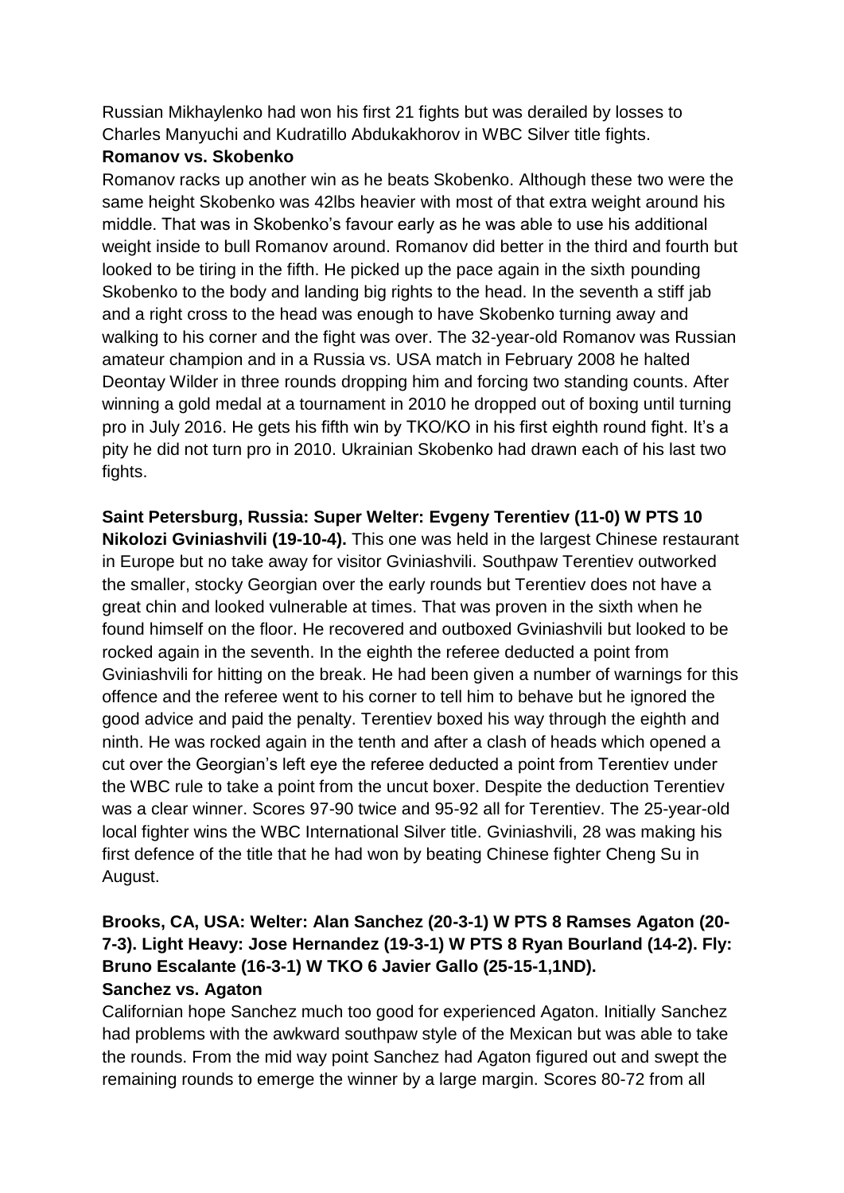Russian Mikhaylenko had won his first 21 fights but was derailed by losses to Charles Manyuchi and Kudratillo Abdukakhorov in WBC Silver title fights.

**Romanov vs. Skobenko**

Romanov racks up another win as he beats Skobenko. Although these two were the same height Skobenko was 42lbs heavier with most of that extra weight around his middle. That was in Skobenko's favour early as he was able to use his additional weight inside to bull Romanov around. Romanov did better in the third and fourth but looked to be tiring in the fifth. He picked up the pace again in the sixth pounding Skobenko to the body and landing big rights to the head. In the seventh a stiff jab and a right cross to the head was enough to have Skobenko turning away and walking to his corner and the fight was over. The 32-year-old Romanov was Russian amateur champion and in a Russia vs. USA match in February 2008 he halted Deontay Wilder in three rounds dropping him and forcing two standing counts. After winning a gold medal at a tournament in 2010 he dropped out of boxing until turning pro in July 2016. He gets his fifth win by TKO/KO in his first eighth round fight. It's a pity he did not turn pro in 2010. Ukrainian Skobenko had drawn each of his last two fights.

**Saint Petersburg, Russia: Super Welter: Evgeny Terentiev (11-0) W PTS 10 Nikolozi Gviniashvili (19-10-4).** This one was held in the largest Chinese restaurant in Europe but no take away for visitor Gviniashvili. Southpaw Terentiev outworked the smaller, stocky Georgian over the early rounds but Terentiev does not have a great chin and looked vulnerable at times. That was proven in the sixth when he found himself on the floor. He recovered and outboxed Gviniashvili but looked to be rocked again in the seventh. In the eighth the referee deducted a point from Gviniashvili for hitting on the break. He had been given a number of warnings for this offence and the referee went to his corner to tell him to behave but he ignored the good advice and paid the penalty. Terentiev boxed his way through the eighth and ninth. He was rocked again in the tenth and after a clash of heads which opened a cut over the Georgian's left eye the referee deducted a point from Terentiev under the WBC rule to take a point from the uncut boxer. Despite the deduction Terentiev was a clear winner. Scores 97-90 twice and 95-92 all for Terentiev. The 25-year-old local fighter wins the WBC International Silver title. Gviniashvili, 28 was making his first defence of the title that he had won by beating Chinese fighter Cheng Su in August.

**Brooks, CA, USA: Welter: Alan Sanchez (20-3-1) W PTS 8 Ramses Agaton (20-7-3). Light Heavy: Jose Hernandez (19-3-1) W PTS 8 Ryan Bourland (14-2). Fly: Bruno Escalante (16-3-1) W TKO 6 Javier Gallo (25-15-1,1ND).**

**Sanchez vs. Agaton**

Californian hope Sanchez much too good for experienced Agaton. Initially Sanchez had problems with the awkward southpaw style of the Mexican but was able to take the rounds. From the mid way point Sanchez had Agaton figured out and swept the remaining rounds to emerge the winner by a large margin. Scores 80-72 from all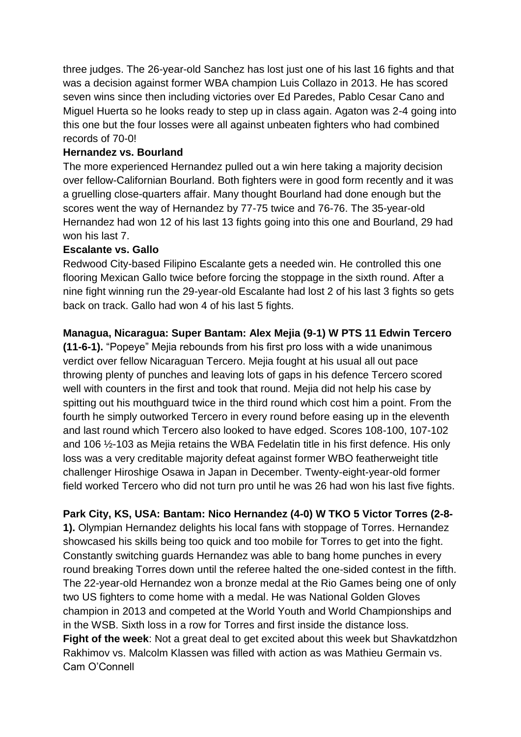three judges. The 26-year-old Sanchez has lost just one of his last 16 fights and that was a decision against former WBA champion Luis Collazo in 2013. He has scored seven wins since then including victories over Ed Paredes, Pablo Cesar Cano and Miguel Huerta so he looks ready to step up in class again. Agaton was 2-4 going into this one but the four losses were all against unbeaten fighters who had combined records of 70-0!

**Hernandez vs. Bourland**

The more experienced Hernandez pulled out a win here taking a majority decision over fellow-Californian Bourland. Both fighters were in good form recently and it was a gruelling close-quarters affair. Many thought Bourland had done enough but the scores went the way of Hernandez by 77-75 twice and 76-76. The 35-year-old Hernandez had won 12 of his last 13 fights going into this one and Bourland, 29 had won his last 7.

**Escalante vs. Gallo**

Redwood City-based Filipino Escalante gets a needed win. He controlled this one flooring Mexican Gallo twice before forcing the stoppage in the sixth round. After a nine fight winning run the 29-year-old Escalante had lost 2 of his last 3 fights so gets back on track. Gallo had won 4 of his last 5 fights.

**Managua, Nicaragua: Super Bantam: Alex Mejia (9-1) W PTS 11 Edwin Tercero (11-6-1).** "Popeye" Mejia rebounds from his first pro loss with a wide unanimous verdict over fellow Nicaraguan Tercero. Mejia fought at his usual all out pace throwing plenty of punches and leaving lots of gaps in his defence Tercero scored well with counters in the first and took that round. Mejia did not help his case by spitting out his mouthguard twice in the third round which cost him a point. From the fourth he simply outworked Tercero in every round before easing up in the eleventh and last round which Tercero also looked to have edged. Scores 108-100, 107-102 and 106 ½-103 as Mejia retains the WBA Fedelatin title in his first defence. His only loss was a very creditable majority defeat against former WBO featherweight title challenger Hiroshige Osawa in Japan in December. Twenty-eight-year-old former field worked Tercero who did not turn pro until he was 26 had won his last five fights.

**Park City, KS, USA: Bantam: Nico Hernandez (4-0) W TKO 5 Victor Torres (2-8-1).** Olympian Hernandez delights his local fans with stoppage of Torres. Hernandez showcased his skills being too quick and too mobile for Torres to get into the fight. Constantly switching guards Hernandez was able to bang home punches in every round breaking Torres down until the referee halted the one-sided contest in the fifth. The 22-year-old Hernandez won a bronze medal at the Rio Games being one of only two US fighters to come home with a medal. He was National Golden Gloves champion in 2013 and competed at the World Youth and World Championships and in the WSB. Sixth loss in a row for Torres and first inside the distance loss.

**Fight of the week**: Not a great deal to get excited about this week but Shavkatdzhon Rakhimov vs. Malcolm Klassen was filled with action as was Mathieu Germain vs. Cam O'Connell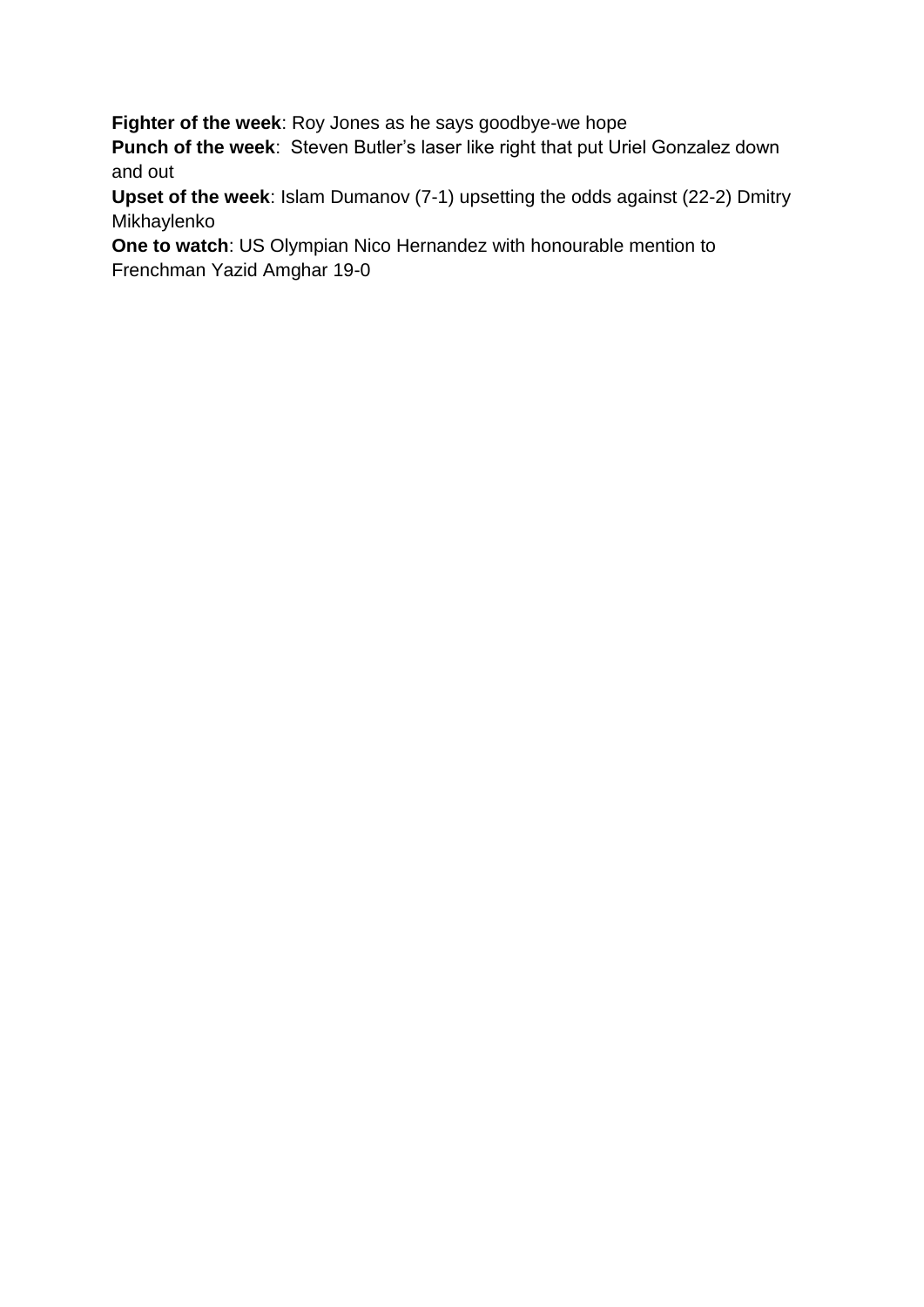**Fighter of the week**: Roy Jones as he says goodbye-we hope
**Punch of the week**: Steven Butler's laser like right that put Uriel Gonzalez down and out
**Upset of the week**: Islam Dumanov (7-1) upsetting the odds against (22-2) Dmitry Mikhaylenko
**One to watch**: US Olympian Nico Hernandez with honourable mention to Frenchman Yazid Amghar 19-0